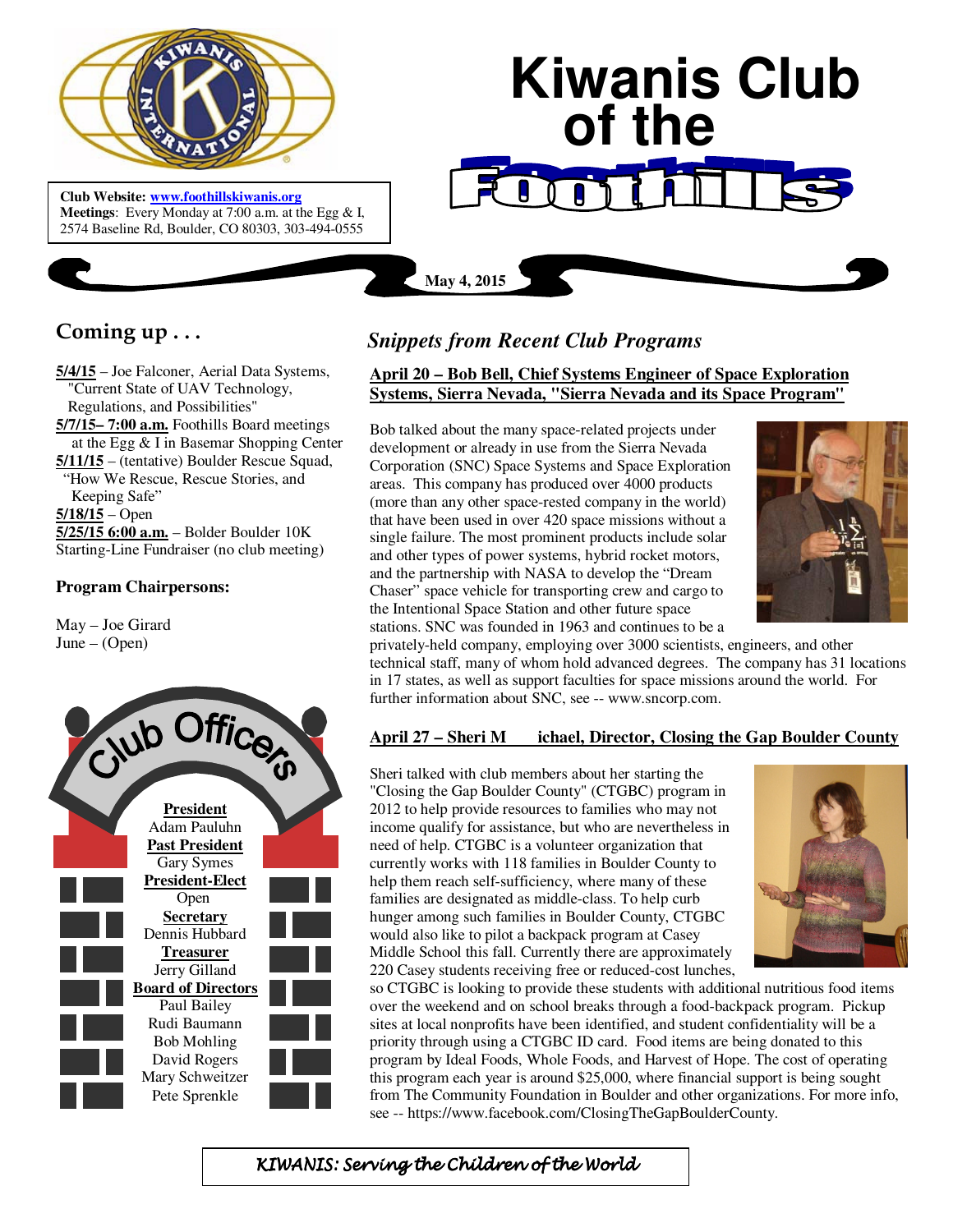# Kiwanis Club of the Foothills

**Club Website:** www.foothillskiwanis.org
**Meetings**: Every Monday at 7:00 a.m. at the Egg & I, 2574 Baseline Rd, Boulder, CO 80303, 303-494-0555

**May 4, 2015**

## Coming up . . .

**5/4/15** – Joe Falconer, Aerial Data Systems, "Current State of UAV Technology, Regulations, and Possibilities"
**5/7/15– 7:00 a.m.** Foothills Board meetings at the Egg & I in Basemar Shopping Center
**5/11/15** – (tentative) Boulder Rescue Squad, "How We Rescue, Rescue Stories, and Keeping Safe"
**5/18/15** – Open
**5/25/15 6:00 a.m.** – Bolder Boulder 10K Starting-Line Fundraiser (no club meeting)

### Program Chairpersons:

May – Joe Girard
June – (Open)

## Club Officers

**President**
Adam Pauluhn
**Past President**
Gary Symes
**President-Elect**
Open
**Secretary**
Dennis Hubbard
**Treasurer**
Jerry Gilland
**Board of Directors**
Paul Bailey
Rudi Baumann
Bob Mohling
David Rogers
Mary Schweitzer
Pete Sprenkle

## *Snippets from Recent Club Programs*

### April 20 – Bob Bell, Chief Systems Engineer of Space Exploration Systems, Sierra Nevada, "Sierra Nevada and its Space Program"

Bob talked about the many space-related projects under development or already in use from the Sierra Nevada Corporation (SNC) Space Systems and Space Exploration areas. This company has produced over 4000 products (more than any other space-rested company in the world) that have been used in over 420 space missions without a single failure. The most prominent products include solar and other types of power systems, hybrid rocket motors, and the partnership with NASA to develop the "Dream Chaser" space vehicle for transporting crew and cargo to the Intentional Space Station and other future space stations. SNC was founded in 1963 and continues to be a privately-held company, employing over 3000 scientists, engineers, and other technical staff, many of whom hold advanced degrees. The company has 31 locations in 17 states, as well as support faculties for space missions around the world. For further information about SNC, see -- www.sncorp.com.

### April 27 – Sheri M ichael, Director, Closing the Gap Boulder County

Sheri talked with club members about her starting the "Closing the Gap Boulder County" (CTGBC) program in 2012 to help provide resources to families who may not income qualify for assistance, but who are nevertheless in need of help. CTGBC is a volunteer organization that currently works with 118 families in Boulder County to help them reach self-sufficiency, where many of these families are designated as middle-class. To help curb hunger among such families in Boulder County, CTGBC would also like to pilot a backpack program at Casey Middle School this fall. Currently there are approximately 220 Casey students receiving free or reduced-cost lunches, so CTGBC is looking to provide these students with additional nutritious food items over the weekend and on school breaks through a food-backpack program. Pickup sites at local nonprofits have been identified, and student confidentiality will be a priority through using a CTGBC ID card. Food items are being donated to this program by Ideal Foods, Whole Foods, and Harvest of Hope. The cost of operating this program each year is around $25,000, where financial support is being sought from The Community Foundation in Boulder and other organizations. For more info, see -- https://www.facebook.com/ClosingTheGapBoulderCounty.

*KIWANIS: Serving the Children of the World*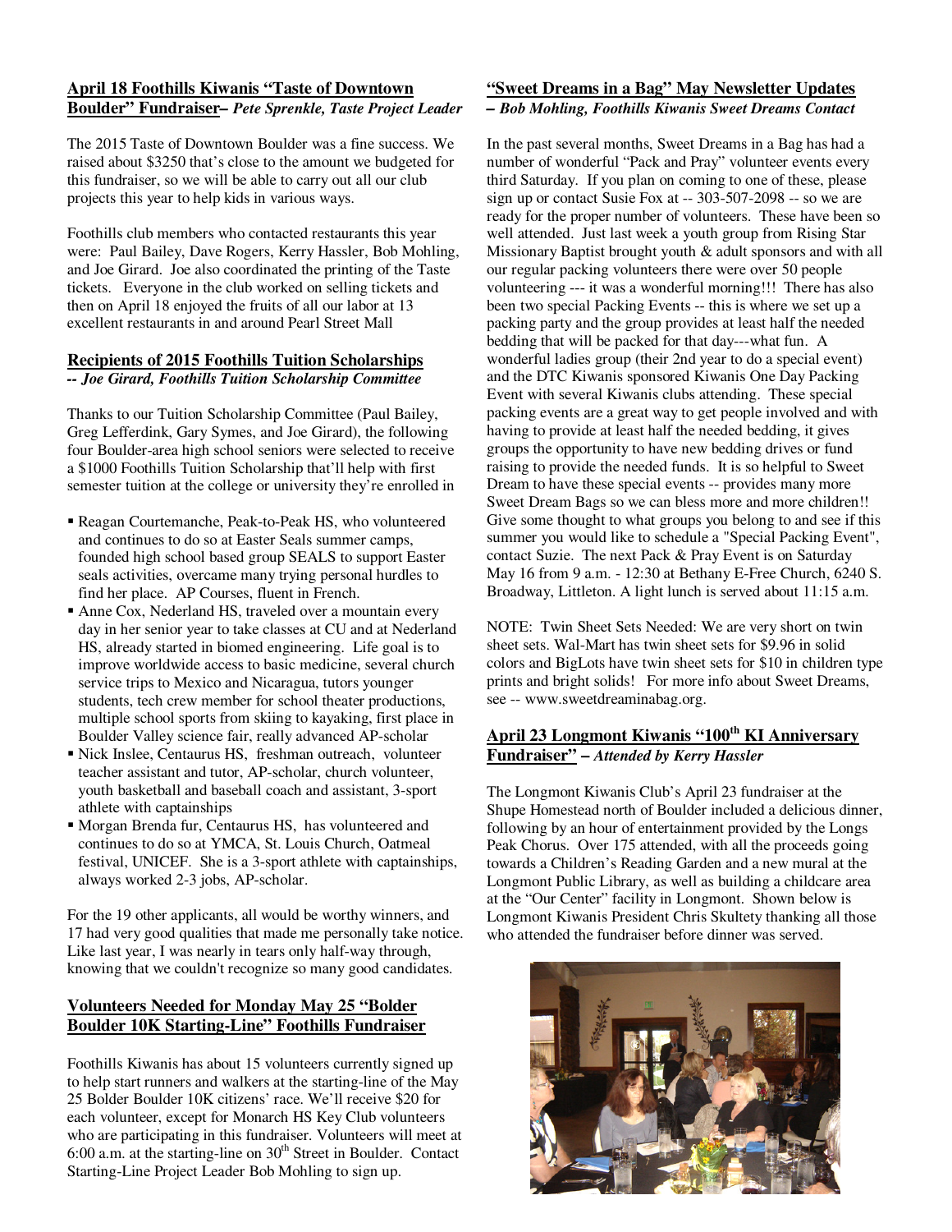## April 18 Foothills Kiwanis "Taste of Downtown Boulder" Fundraiser– *Pete Sprenkle, Taste Project Leader*

The 2015 Taste of Downtown Boulder was a fine success. We raised about $3250 that's close to the amount we budgeted for this fundraiser, so we will be able to carry out all our club projects this year to help kids in various ways.

Foothills club members who contacted restaurants this year were: Paul Bailey, Dave Rogers, Kerry Hassler, Bob Mohling, and Joe Girard. Joe also coordinated the printing of the Taste tickets. Everyone in the club worked on selling tickets and then on April 18 enjoyed the fruits of all our labor at 13 excellent restaurants in and around Pearl Street Mall

## Recipients of 2015 Foothills Tuition Scholarships
*-- Joe Girard, Foothills Tuition Scholarship Committee*

Thanks to our Tuition Scholarship Committee (Paul Bailey, Greg Lefferdink, Gary Symes, and Joe Girard), the following four Boulder-area high school seniors were selected to receive a $1000 Foothills Tuition Scholarship that'll help with first semester tuition at the college or university they're enrolled in

- Reagan Courtemanche, Peak-to-Peak HS, who volunteered and continues to do so at Easter Seals summer camps, founded high school based group SEALS to support Easter seals activities, overcame many trying personal hurdles to find her place. AP Courses, fluent in French.
- Anne Cox, Nederland HS, traveled over a mountain every day in her senior year to take classes at CU and at Nederland HS, already started in biomed engineering. Life goal is to improve worldwide access to basic medicine, several church service trips to Mexico and Nicaragua, tutors younger students, tech crew member for school theater productions, multiple school sports from skiing to kayaking, first place in Boulder Valley science fair, really advanced AP-scholar
- Nick Inslee, Centaurus HS, freshman outreach, volunteer teacher assistant and tutor, AP-scholar, church volunteer, youth basketball and baseball coach and assistant, 3-sport athlete with captainships
- Morgan Brenda fur, Centaurus HS, has volunteered and continues to do so at YMCA, St. Louis Church, Oatmeal festival, UNICEF. She is a 3-sport athlete with captainships, always worked 2-3 jobs, AP-scholar.

For the 19 other applicants, all would be worthy winners, and 17 had very good qualities that made me personally take notice. Like last year, I was nearly in tears only half-way through, knowing that we couldn't recognize so many good candidates.

## Volunteers Needed for Monday May 25 "Bolder Boulder 10K Starting-Line" Foothills Fundraiser

Foothills Kiwanis has about 15 volunteers currently signed up to help start runners and walkers at the starting-line of the May 25 Bolder Boulder 10K citizens' race. We'll receive $20 for each volunteer, except for Monarch HS Key Club volunteers who are participating in this fundraiser. Volunteers will meet at 6:00 a.m. at the starting-line on 30th Street in Boulder. Contact Starting-Line Project Leader Bob Mohling to sign up.

## "Sweet Dreams in a Bag" May Newsletter Updates
*– Bob Mohling, Foothills Kiwanis Sweet Dreams Contact*

In the past several months, Sweet Dreams in a Bag has had a number of wonderful "Pack and Pray" volunteer events every third Saturday. If you plan on coming to one of these, please sign up or contact Susie Fox at -- 303-507-2098 -- so we are ready for the proper number of volunteers. These have been so well attended. Just last week a youth group from Rising Star Missionary Baptist brought youth & adult sponsors and with all our regular packing volunteers there were over 50 people volunteering --- it was a wonderful morning!!! There has also been two special Packing Events -- this is where we set up a packing party and the group provides at least half the needed bedding that will be packed for that day---what fun. A wonderful ladies group (their 2nd year to do a special event) and the DTC Kiwanis sponsored Kiwanis One Day Packing Event with several Kiwanis clubs attending. These special packing events are a great way to get people involved and with having to provide at least half the needed bedding, it gives groups the opportunity to have new bedding drives or fund raising to provide the needed funds. It is so helpful to Sweet Dream to have these special events -- provides many more Sweet Dream Bags so we can bless more and more children!! Give some thought to what groups you belong to and see if this summer you would like to schedule a "Special Packing Event", contact Suzie. The next Pack & Pray Event is on Saturday May 16 from 9 a.m. - 12:30 at Bethany E-Free Church, 6240 S. Broadway, Littleton. A light lunch is served about 11:15 a.m.

NOTE: Twin Sheet Sets Needed: We are very short on twin sheet sets. Wal-Mart has twin sheet sets for $9.96 in solid colors and BigLots have twin sheet sets for $10 in children type prints and bright solids! For more info about Sweet Dreams, see -- www.sweetdreaminabag.org.

## April 23 Longmont Kiwanis "100th KI Anniversary Fundraiser" – *Attended by Kerry Hassler*

The Longmont Kiwanis Club's April 23 fundraiser at the Shupe Homestead north of Boulder included a delicious dinner, following by an hour of entertainment provided by the Longs Peak Chorus. Over 175 attended, with all the proceeds going towards a Children's Reading Garden and a new mural at the Longmont Public Library, as well as building a childcare area at the "Our Center" facility in Longmont. Shown below is Longmont Kiwanis President Chris Skultety thanking all those who attended the fundraiser before dinner was served.